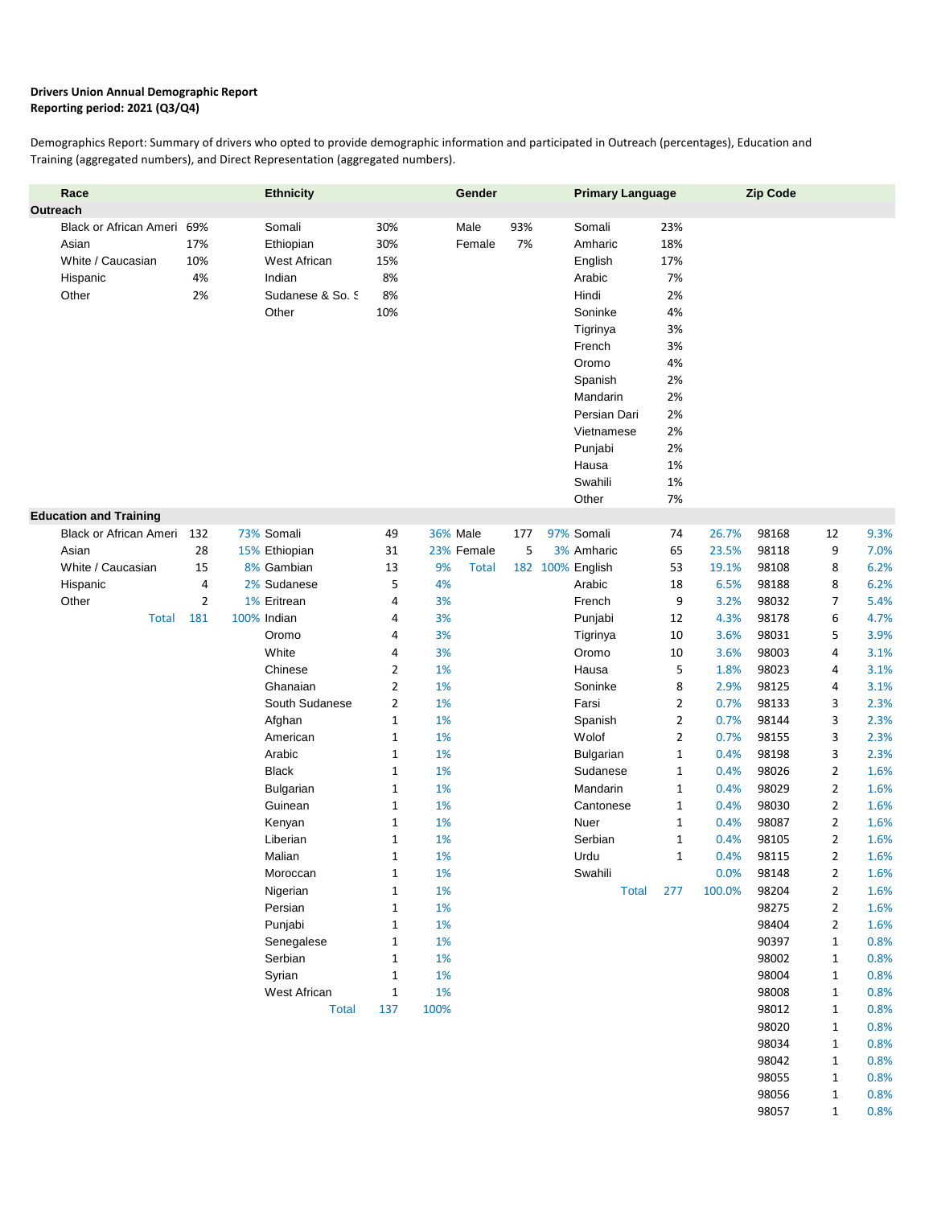**Drivers Union Annual Demographic Report**
**Reporting period: 2021 (Q3/Q4)**

Demographics Report: Summary of drivers who opted to provide demographic information and participated in Outreach (percentages), Education and Training (aggregated numbers), and Direct Representation (aggregated numbers).

| Race | | | Ethnicity | | | Gender | | | Primary Language | | | Zip Code | | |
|---|---|---|---|---|---|---|---|---|---|---|---|---|---|---|
| **Outreach** | | | | | | | | | | | | | | |
| Black or African Ameri | 69% | | Somali | 30% | | Male | 93% | | Somali | 23% | | | | |
| Asian | 17% | | Ethiopian | 30% | | Female | 7% | | Amharic | 18% | | | | |
| White / Caucasian | 10% | | West African | 15% | | | | | English | 17% | | | | |
| Hispanic | 4% | | Indian | 8% | | | | | Arabic | 7% | | | | |
| Other | 2% | | Sudanese & So. S | 8% | | | | | Hindi | 2% | | | | |
| | | | Other | 10% | | | | | Soninke | 4% | | | | |
| | | | | | | | | | Tigrinya | 3% | | | | |
| | | | | | | | | | French | 3% | | | | |
| | | | | | | | | | Oromo | 4% | | | | |
| | | | | | | | | | Spanish | 2% | | | | |
| | | | | | | | | | Mandarin | 2% | | | | |
| | | | | | | | | | Persian Dari | 2% | | | | |
| | | | | | | | | | Vietnamese | 2% | | | | |
| | | | | | | | | | Punjabi | 2% | | | | |
| | | | | | | | | | Hausa | 1% | | | | |
| | | | | | | | | | Swahili | 1% | | | | |
| | | | | | | | | | Other | 7% | | | | |
| **Education and Training** | | | | | | | | | | | | | | |
| Black or African Ameri | 132 | 73% | Somali | 49 | 36% | Male | 177 | 97% | Somali | 74 | 26.7% | 98168 | 12 | 9.3% |
| Asian | 28 | 15% | Ethiopian | 31 | 23% | Female | 5 | 3% | Amharic | 65 | 23.5% | 98118 | 9 | 7.0% |
| White / Caucasian | 15 | 8% | Gambian | 13 | 9% | Total | 182 | 100% | English | 53 | 19.1% | 98108 | 8 | 6.2% |
| Hispanic | 4 | 2% | Sudanese | 5 | 4% | | | | Arabic | 18 | 6.5% | 98188 | 8 | 6.2% |
| Other | 2 | 1% | Eritrean | 4 | 3% | | | | French | 9 | 3.2% | 98032 | 7 | 5.4% |
| Total | 181 | 100% | Indian | 4 | 3% | | | | Punjabi | 12 | 4.3% | 98178 | 6 | 4.7% |
| | | | Oromo | 4 | 3% | | | | Tigrinya | 10 | 3.6% | 98031 | 5 | 3.9% |
| | | | White | 4 | 3% | | | | Oromo | 10 | 3.6% | 98003 | 4 | 3.1% |
| | | | Chinese | 2 | 1% | | | | Hausa | 5 | 1.8% | 98023 | 4 | 3.1% |
| | | | Ghanaian | 2 | 1% | | | | Soninke | 8 | 2.9% | 98125 | 4 | 3.1% |
| | | | South Sudanese | 2 | 1% | | | | Farsi | 2 | 0.7% | 98133 | 3 | 2.3% |
| | | | Afghan | 1 | 1% | | | | Spanish | 2 | 0.7% | 98144 | 3 | 2.3% |
| | | | American | 1 | 1% | | | | Wolof | 2 | 0.7% | 98155 | 3 | 2.3% |
| | | | Arabic | 1 | 1% | | | | Bulgarian | 1 | 0.4% | 98198 | 3 | 2.3% |
| | | | Black | 1 | 1% | | | | Sudanese | 1 | 0.4% | 98026 | 2 | 1.6% |
| | | | Bulgarian | 1 | 1% | | | | Mandarin | 1 | 0.4% | 98029 | 2 | 1.6% |
| | | | Guinean | 1 | 1% | | | | Cantonese | 1 | 0.4% | 98030 | 2 | 1.6% |
| | | | Kenyan | 1 | 1% | | | | Nuer | 1 | 0.4% | 98087 | 2 | 1.6% |
| | | | Liberian | 1 | 1% | | | | Serbian | 1 | 0.4% | 98105 | 2 | 1.6% |
| | | | Malian | 1 | 1% | | | | Urdu | 1 | 0.4% | 98115 | 2 | 1.6% |
| | | | Moroccan | 1 | 1% | | | | Swahili | | 0.0% | 98148 | 2 | 1.6% |
| | | | Nigerian | 1 | 1% | | | | Total | 277 | 100.0% | 98204 | 2 | 1.6% |
| | | | Persian | 1 | 1% | | | | | | | 98275 | 2 | 1.6% |
| | | | Punjabi | 1 | 1% | | | | | | | 98404 | 2 | 1.6% |
| | | | Senegalese | 1 | 1% | | | | | | | 90397 | 1 | 0.8% |
| | | | Serbian | 1 | 1% | | | | | | | 98002 | 1 | 0.8% |
| | | | Syrian | 1 | 1% | | | | | | | 98004 | 1 | 0.8% |
| | | | West African | 1 | 1% | | | | | | | 98008 | 1 | 0.8% |
| | | | Total | 137 | 100% | | | | | | | 98012 | 1 | 0.8% |
| | | | | | | | | | | | | 98020 | 1 | 0.8% |
| | | | | | | | | | | | | 98034 | 1 | 0.8% |
| | | | | | | | | | | | | 98042 | 1 | 0.8% |
| | | | | | | | | | | | | 98055 | 1 | 0.8% |
| | | | | | | | | | | | | 98056 | 1 | 0.8% |
| | | | | | | | | | | | | 98057 | 1 | 0.8% |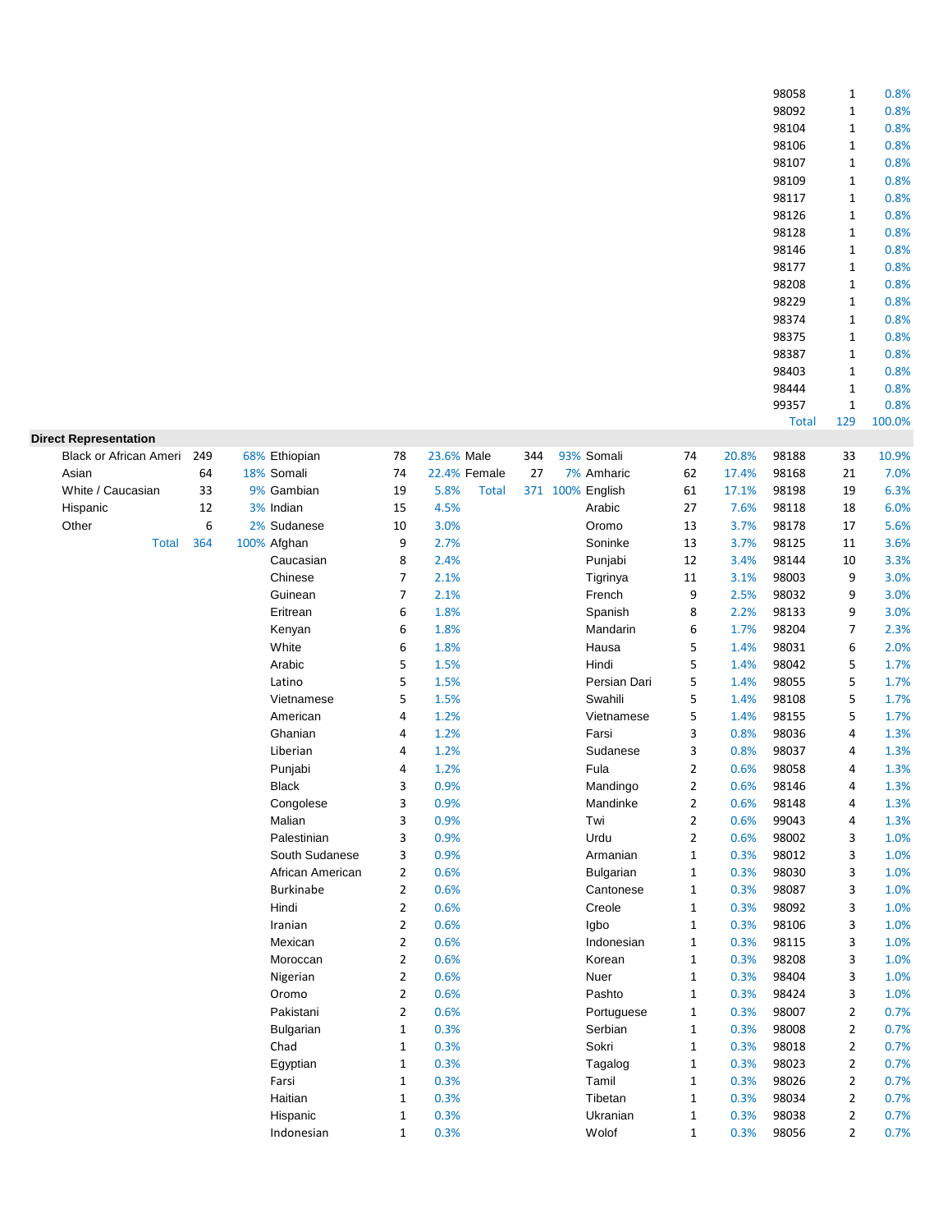| | | |
|---|---|---|
| 98058 | 1 | 0.8% |
| 98092 | 1 | 0.8% |
| 98104 | 1 | 0.8% |
| 98106 | 1 | 0.8% |
| 98107 | 1 | 0.8% |
| 98109 | 1 | 0.8% |
| 98117 | 1 | 0.8% |
| 98126 | 1 | 0.8% |
| 98128 | 1 | 0.8% |
| 98146 | 1 | 0.8% |
| 98177 | 1 | 0.8% |
| 98208 | 1 | 0.8% |
| 98229 | 1 | 0.8% |
| 98374 | 1 | 0.8% |
| 98375 | 1 | 0.8% |
| 98387 | 1 | 0.8% |
| 98403 | 1 | 0.8% |
| 98444 | 1 | 0.8% |
| 99357 | 1 | 0.8% |
| Total | 129 | 100.0% |

**Direct Representation**

| Race | Count | % | Ethnicity | Count | % | Gender | Count | % | Language | Count | % | Zip | Count | % |
|---|---|---|---|---|---|---|---|---|---|---|---|---|---|---|
| Black or African Ameri | 249 | 68% | Ethiopian | 78 | 23.6% | Male | 344 | 93% | Somali | 74 | 20.8% | 98188 | 33 | 10.9% |
| Asian | 64 | 18% | Somali | 74 | 22.4% | Female | 27 | 7% | Amharic | 62 | 17.4% | 98168 | 21 | 7.0% |
| White / Caucasian | 33 | 9% | Gambian | 19 | 5.8% | Total | 371 | 100% | English | 61 | 17.1% | 98198 | 19 | 6.3% |
| Hispanic | 12 | 3% | Indian | 15 | 4.5% | | | | Arabic | 27 | 7.6% | 98118 | 18 | 6.0% |
| Other | 6 | 2% | Sudanese | 10 | 3.0% | | | | Oromo | 13 | 3.7% | 98178 | 17 | 5.6% |
| Total | 364 | 100% | Afghan | 9 | 2.7% | | | | Soninke | 13 | 3.7% | 98125 | 11 | 3.6% |
| | | | Caucasian | 8 | 2.4% | | | | Punjabi | 12 | 3.4% | 98144 | 10 | 3.3% |
| | | | Chinese | 7 | 2.1% | | | | Tigrinya | 11 | 3.1% | 98003 | 9 | 3.0% |
| | | | Guinean | 7 | 2.1% | | | | French | 9 | 2.5% | 98032 | 9 | 3.0% |
| | | | Eritrean | 6 | 1.8% | | | | Spanish | 8 | 2.2% | 98133 | 9 | 3.0% |
| | | | Kenyan | 6 | 1.8% | | | | Mandarin | 6 | 1.7% | 98204 | 7 | 2.3% |
| | | | White | 6 | 1.8% | | | | Hausa | 5 | 1.4% | 98031 | 6 | 2.0% |
| | | | Arabic | 5 | 1.5% | | | | Hindi | 5 | 1.4% | 98042 | 5 | 1.7% |
| | | | Latino | 5 | 1.5% | | | | Persian Dari | 5 | 1.4% | 98055 | 5 | 1.7% |
| | | | Vietnamese | 5 | 1.5% | | | | Swahili | 5 | 1.4% | 98108 | 5 | 1.7% |
| | | | American | 4 | 1.2% | | | | Vietnamese | 5 | 1.4% | 98155 | 5 | 1.7% |
| | | | Ghanian | 4 | 1.2% | | | | Farsi | 3 | 0.8% | 98036 | 4 | 1.3% |
| | | | Liberian | 4 | 1.2% | | | | Sudanese | 3 | 0.8% | 98037 | 4 | 1.3% |
| | | | Punjabi | 4 | 1.2% | | | | Fula | 2 | 0.6% | 98058 | 4 | 1.3% |
| | | | Black | 3 | 0.9% | | | | Mandingo | 2 | 0.6% | 98146 | 4 | 1.3% |
| | | | Congolese | 3 | 0.9% | | | | Mandinke | 2 | 0.6% | 98148 | 4 | 1.3% |
| | | | Malian | 3 | 0.9% | | | | Twi | 2 | 0.6% | 99043 | 4 | 1.3% |
| | | | Palestinian | 3 | 0.9% | | | | Urdu | 2 | 0.6% | 98002 | 3 | 1.0% |
| | | | South Sudanese | 3 | 0.9% | | | | Armanian | 1 | 0.3% | 98012 | 3 | 1.0% |
| | | | African American | 2 | 0.6% | | | | Bulgarian | 1 | 0.3% | 98030 | 3 | 1.0% |
| | | | Burkinabe | 2 | 0.6% | | | | Cantonese | 1 | 0.3% | 98087 | 3 | 1.0% |
| | | | Hindi | 2 | 0.6% | | | | Creole | 1 | 0.3% | 98092 | 3 | 1.0% |
| | | | Iranian | 2 | 0.6% | | | | Igbo | 1 | 0.3% | 98106 | 3 | 1.0% |
| | | | Mexican | 2 | 0.6% | | | | Indonesian | 1 | 0.3% | 98115 | 3 | 1.0% |
| | | | Moroccan | 2 | 0.6% | | | | Korean | 1 | 0.3% | 98208 | 3 | 1.0% |
| | | | Nigerian | 2 | 0.6% | | | | Nuer | 1 | 0.3% | 98404 | 3 | 1.0% |
| | | | Oromo | 2 | 0.6% | | | | Pashto | 1 | 0.3% | 98424 | 3 | 1.0% |
| | | | Pakistani | 2 | 0.6% | | | | Portuguese | 1 | 0.3% | 98007 | 2 | 0.7% |
| | | | Bulgarian | 1 | 0.3% | | | | Serbian | 1 | 0.3% | 98008 | 2 | 0.7% |
| | | | Chad | 1 | 0.3% | | | | Sokri | 1 | 0.3% | 98018 | 2 | 0.7% |
| | | | Egyptian | 1 | 0.3% | | | | Tagalog | 1 | 0.3% | 98023 | 2 | 0.7% |
| | | | Farsi | 1 | 0.3% | | | | Tamil | 1 | 0.3% | 98026 | 2 | 0.7% |
| | | | Haitian | 1 | 0.3% | | | | Tibetan | 1 | 0.3% | 98034 | 2 | 0.7% |
| | | | Hispanic | 1 | 0.3% | | | | Ukranian | 1 | 0.3% | 98038 | 2 | 0.7% |
| | | | Indonesian | 1 | 0.3% | | | | Wolof | 1 | 0.3% | 98056 | 2 | 0.7% |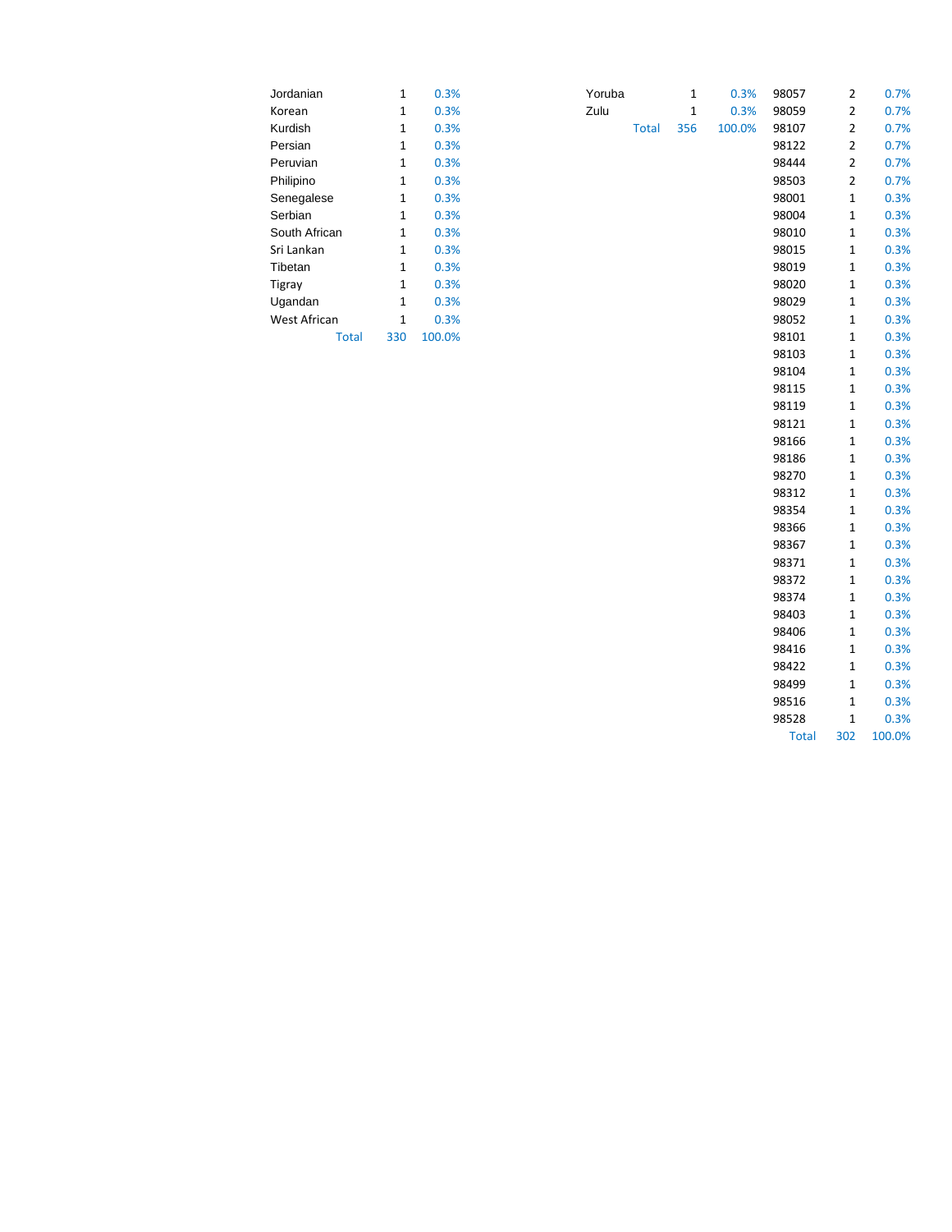| | | |
|---|---|---|
| Jordanian | 1 | 0.3% |
| Korean | 1 | 0.3% |
| Kurdish | 1 | 0.3% |
| Persian | 1 | 0.3% |
| Peruvian | 1 | 0.3% |
| Philipino | 1 | 0.3% |
| Senegalese | 1 | 0.3% |
| Serbian | 1 | 0.3% |
| South African | 1 | 0.3% |
| Sri Lankan | 1 | 0.3% |
| Tibetan | 1 | 0.3% |
| Tigray | 1 | 0.3% |
| Ugandan | 1 | 0.3% |
| West African | 1 | 0.3% |
| Total | 330 | 100.0% |

| | | |
|---|---|---|
| Yoruba | 1 | 0.3% |
| Zulu | 1 | 0.3% |
| Total | 356 | 100.0% |

| | | |
|---|---|---|
| 98057 | 2 | 0.7% |
| 98059 | 2 | 0.7% |
| 98107 | 2 | 0.7% |
| 98122 | 2 | 0.7% |
| 98444 | 2 | 0.7% |
| 98503 | 2 | 0.7% |
| 98001 | 1 | 0.3% |
| 98004 | 1 | 0.3% |
| 98010 | 1 | 0.3% |
| 98015 | 1 | 0.3% |
| 98019 | 1 | 0.3% |
| 98020 | 1 | 0.3% |
| 98029 | 1 | 0.3% |
| 98052 | 1 | 0.3% |
| 98101 | 1 | 0.3% |
| 98103 | 1 | 0.3% |
| 98104 | 1 | 0.3% |
| 98115 | 1 | 0.3% |
| 98119 | 1 | 0.3% |
| 98121 | 1 | 0.3% |
| 98166 | 1 | 0.3% |
| 98186 | 1 | 0.3% |
| 98270 | 1 | 0.3% |
| 98312 | 1 | 0.3% |
| 98354 | 1 | 0.3% |
| 98366 | 1 | 0.3% |
| 98367 | 1 | 0.3% |
| 98371 | 1 | 0.3% |
| 98372 | 1 | 0.3% |
| 98374 | 1 | 0.3% |
| 98403 | 1 | 0.3% |
| 98406 | 1 | 0.3% |
| 98416 | 1 | 0.3% |
| 98422 | 1 | 0.3% |
| 98499 | 1 | 0.3% |
| 98516 | 1 | 0.3% |
| 98528 | 1 | 0.3% |
| Total | 302 | 100.0% |